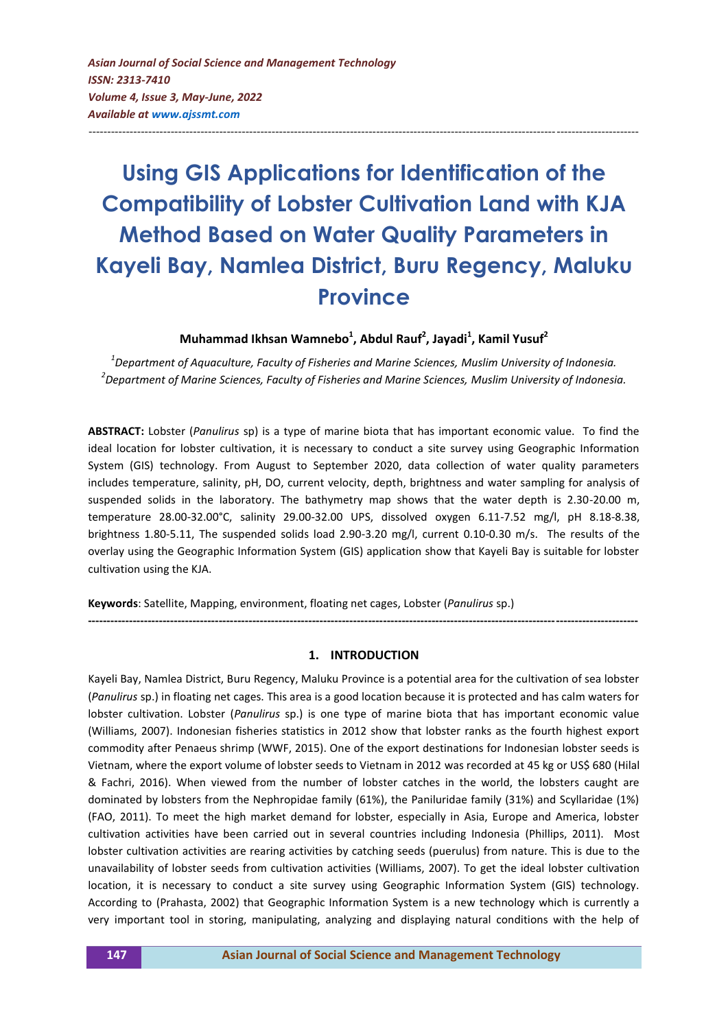*Asian Journal of Social Science and Management Technology*
*ISSN: 2313-7410*
*Volume 4, Issue 3, May-June, 2022*
*Available at www.ajssmt.com*

---

# Using GIS Applications for Identification of the Compatibility of Lobster Cultivation Land with KJA Method Based on Water Quality Parameters in Kayeli Bay, Namlea District, Buru Regency, Maluku Province

**Muhammad Ikhsan Wamnebo[1], Abdul Rauf[2], Jayadi[1], Kamil Yusuf[2]**

*[1]Department of Aquaculture, Faculty of Fisheries and Marine Sciences, Muslim University of Indonesia.*
*[2]Department of Marine Sciences, Faculty of Fisheries and Marine Sciences, Muslim University of Indonesia.*

**ABSTRACT:** Lobster (*Panulirus* sp) is a type of marine biota that has important economic value. To find the ideal location for lobster cultivation, it is necessary to conduct a site survey using Geographic Information System (GIS) technology. From August to September 2020, data collection of water quality parameters includes temperature, salinity, pH, DO, current velocity, depth, brightness and water sampling for analysis of suspended solids in the laboratory. The bathymetry map shows that the water depth is 2.30-20.00 m, temperature 28.00-32.00°C, salinity 29.00-32.00 UPS, dissolved oxygen 6.11-7.52 mg/l, pH 8.18-8.38, brightness 1.80-5.11, The suspended solids load 2.90-3.20 mg/l, current 0.10-0.30 m/s. The results of the overlay using the Geographic Information System (GIS) application show that Kayeli Bay is suitable for lobster cultivation using the KJA.

**Keywords**: Satellite, Mapping, environment, floating net cages, Lobster (*Panulirus* sp.)

---

## 1. INTRODUCTION

Kayeli Bay, Namlea District, Buru Regency, Maluku Province is a potential area for the cultivation of sea lobster (*Panulirus* sp.) in floating net cages. This area is a good location because it is protected and has calm waters for lobster cultivation. Lobster (*Panulirus* sp.) is one type of marine biota that has important economic value (Williams, 2007). Indonesian fisheries statistics in 2012 show that lobster ranks as the fourth highest export commodity after Penaeus shrimp (WWF, 2015). One of the export destinations for Indonesian lobster seeds is Vietnam, where the export volume of lobster seeds to Vietnam in 2012 was recorded at 45 kg or US$ 680 (Hilal & Fachri, 2016). When viewed from the number of lobster catches in the world, the lobsters caught are dominated by lobsters from the Nephropidae family (61%), the Paniluridae family (31%) and Scyllaridae (1%) (FAO, 2011). To meet the high market demand for lobster, especially in Asia, Europe and America, lobster cultivation activities have been carried out in several countries including Indonesia (Phillips, 2011). Most lobster cultivation activities are rearing activities by catching seeds (puerulus) from nature. This is due to the unavailability of lobster seeds from cultivation activities (Williams, 2007). To get the ideal lobster cultivation location, it is necessary to conduct a site survey using Geographic Information System (GIS) technology. According to (Prahasta, 2002) that Geographic Information System is a new technology which is currently a very important tool in storing, manipulating, analyzing and displaying natural conditions with the help of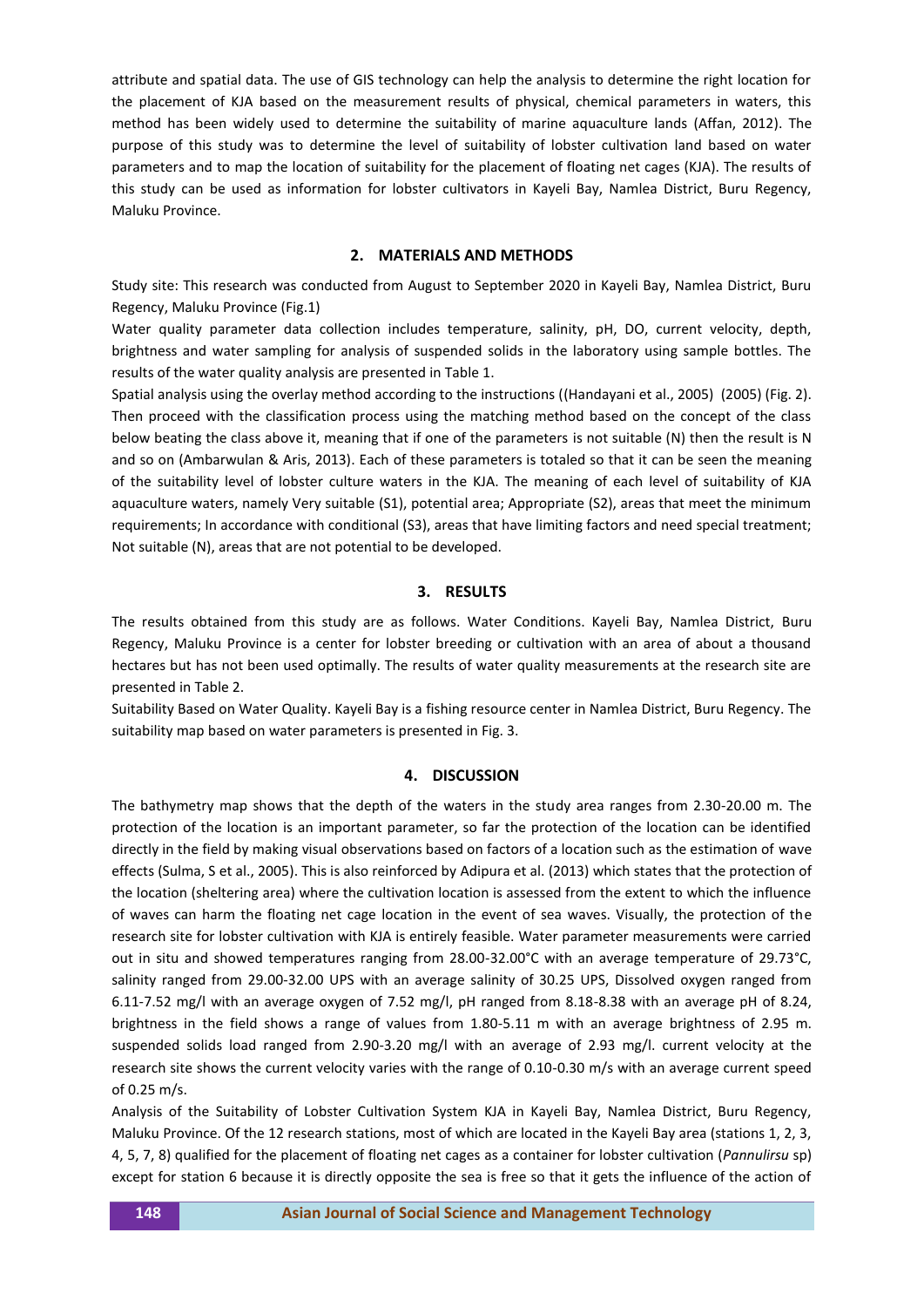attribute and spatial data. The use of GIS technology can help the analysis to determine the right location for the placement of KJA based on the measurement results of physical, chemical parameters in waters, this method has been widely used to determine the suitability of marine aquaculture lands (Affan, 2012). The purpose of this study was to determine the level of suitability of lobster cultivation land based on water parameters and to map the location of suitability for the placement of floating net cages (KJA). The results of this study can be used as information for lobster cultivators in Kayeli Bay, Namlea District, Buru Regency, Maluku Province.

## 2. MATERIALS AND METHODS

Study site: This research was conducted from August to September 2020 in Kayeli Bay, Namlea District, Buru Regency, Maluku Province (Fig.1)

Water quality parameter data collection includes temperature, salinity, pH, DO, current velocity, depth, brightness and water sampling for analysis of suspended solids in the laboratory using sample bottles. The results of the water quality analysis are presented in Table 1.

Spatial analysis using the overlay method according to the instructions ((Handayani et al., 2005) (2005) (Fig. 2). Then proceed with the classification process using the matching method based on the concept of the class below beating the class above it, meaning that if one of the parameters is not suitable (N) then the result is N and so on (Ambarwulan & Aris, 2013). Each of these parameters is totaled so that it can be seen the meaning of the suitability level of lobster culture waters in the KJA. The meaning of each level of suitability of KJA aquaculture waters, namely Very suitable (S1), potential area; Appropriate (S2), areas that meet the minimum requirements; In accordance with conditional (S3), areas that have limiting factors and need special treatment; Not suitable (N), areas that are not potential to be developed.

## 3. RESULTS

The results obtained from this study are as follows. Water Conditions. Kayeli Bay, Namlea District, Buru Regency, Maluku Province is a center for lobster breeding or cultivation with an area of about a thousand hectares but has not been used optimally. The results of water quality measurements at the research site are presented in Table 2.

Suitability Based on Water Quality. Kayeli Bay is a fishing resource center in Namlea District, Buru Regency. The suitability map based on water parameters is presented in Fig. 3.

## 4. DISCUSSION

The bathymetry map shows that the depth of the waters in the study area ranges from 2.30-20.00 m. The protection of the location is an important parameter, so far the protection of the location can be identified directly in the field by making visual observations based on factors of a location such as the estimation of wave effects (Sulma, S et al., 2005). This is also reinforced by Adipura et al. (2013) which states that the protection of the location (sheltering area) where the cultivation location is assessed from the extent to which the influence of waves can harm the floating net cage location in the event of sea waves. Visually, the protection of the research site for lobster cultivation with KJA is entirely feasible. Water parameter measurements were carried out in situ and showed temperatures ranging from 28.00-32.00°C with an average temperature of 29.73°C, salinity ranged from 29.00-32.00 UPS with an average salinity of 30.25 UPS, Dissolved oxygen ranged from 6.11-7.52 mg/l with an average oxygen of 7.52 mg/l, pH ranged from 8.18-8.38 with an average pH of 8.24, brightness in the field shows a range of values from 1.80-5.11 m with an average brightness of 2.95 m. suspended solids load ranged from 2.90-3.20 mg/l with an average of 2.93 mg/l. current velocity at the research site shows the current velocity varies with the range of 0.10-0.30 m/s with an average current speed of 0.25 m/s.

Analysis of the Suitability of Lobster Cultivation System KJA in Kayeli Bay, Namlea District, Buru Regency, Maluku Province. Of the 12 research stations, most of which are located in the Kayeli Bay area (stations 1, 2, 3, 4, 5, 7, 8) qualified for the placement of floating net cages as a container for lobster cultivation (*Pannulirsu* sp) except for station 6 because it is directly opposite the sea is free so that it gets the influence of the action of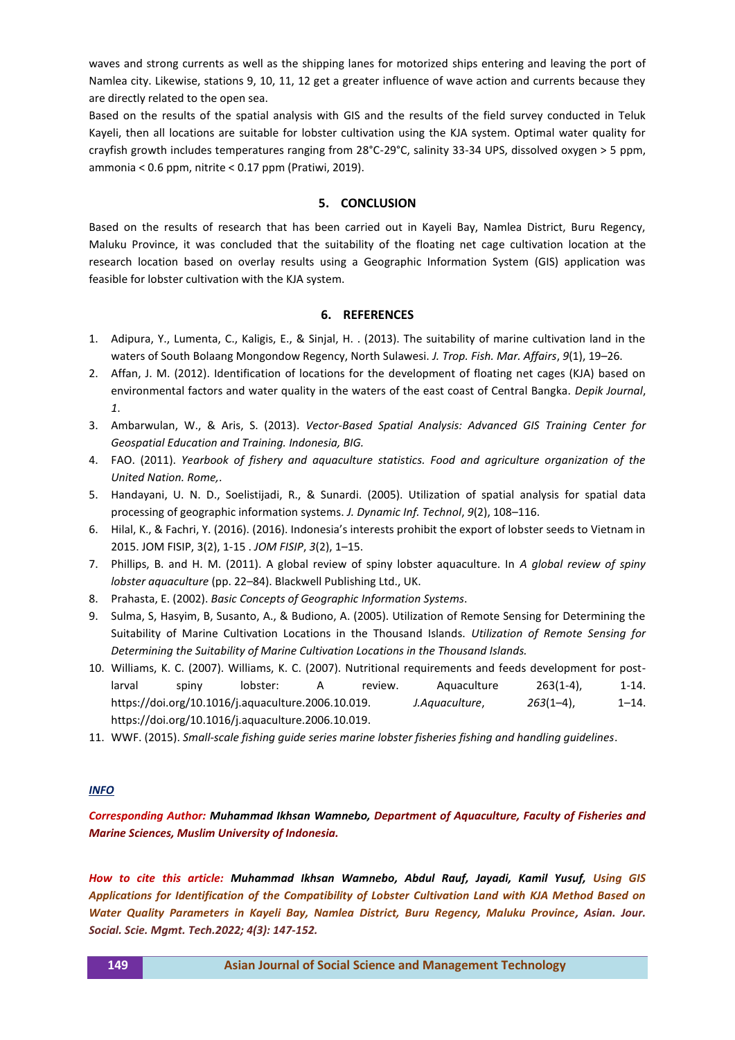waves and strong currents as well as the shipping lanes for motorized ships entering and leaving the port of Namlea city. Likewise, stations 9, 10, 11, 12 get a greater influence of wave action and currents because they are directly related to the open sea.

Based on the results of the spatial analysis with GIS and the results of the field survey conducted in Teluk Kayeli, then all locations are suitable for lobster cultivation using the KJA system. Optimal water quality for crayfish growth includes temperatures ranging from 28°C-29°C, salinity 33-34 UPS, dissolved oxygen > 5 ppm, ammonia < 0.6 ppm, nitrite < 0.17 ppm (Pratiwi, 2019).

## 5. CONCLUSION

Based on the results of research that has been carried out in Kayeli Bay, Namlea District, Buru Regency, Maluku Province, it was concluded that the suitability of the floating net cage cultivation location at the research location based on overlay results using a Geographic Information System (GIS) application was feasible for lobster cultivation with the KJA system.

## 6. REFERENCES

1. Adipura, Y., Lumenta, C., Kaligis, E., & Sinjal, H. . (2013). The suitability of marine cultivation land in the waters of South Bolaang Mongondow Regency, North Sulawesi. *J. Trop. Fish. Mar. Affairs*, *9*(1), 19–26.
2. Affan, J. M. (2012). Identification of locations for the development of floating net cages (KJA) based on environmental factors and water quality in the waters of the east coast of Central Bangka. *Depik Journal*, *1*.
3. Ambarwulan, W., & Aris, S. (2013). *Vector-Based Spatial Analysis: Advanced GIS Training Center for Geospatial Education and Training. Indonesia, BIG.*
4. FAO. (2011). *Yearbook of fishery and aquaculture statistics. Food and agriculture organization of the United Nation. Rome,*.
5. Handayani, U. N. D., Soelistijadi, R., & Sunardi. (2005). Utilization of spatial analysis for spatial data processing of geographic information systems. *J. Dynamic Inf. Technol*, *9*(2), 108–116.
6. Hilal, K., & Fachri, Y. (2016). Indonesia's interests prohibit the export of lobster seeds to Vietnam in 2015. JOM FISIP, 3(2), 1-15 . *JOM FISIP*, *3*(2), 1–15.
7. Phillips, B. and H. M. (2011). A global review of spiny lobster aquaculture. In *A global review of spiny lobster aquaculture* (pp. 22–84). Blackwell Publishing Ltd., UK.
8. Prahasta, E. (2002). *Basic Concepts of Geographic Information Systems*.
9. Sulma, S, Hasyim, B, Susanto, A., & Budiono, A. (2005). Utilization of Remote Sensing for Determining the Suitability of Marine Cultivation Locations in the Thousand Islands. *Utilization of Remote Sensing for Determining the Suitability of Marine Cultivation Locations in the Thousand Islands.*
10. Williams, K. C. (2007). Williams, K. C. (2007). Nutritional requirements and feeds development for post-larval spiny lobster: A review. Aquaculture 263(1-4), 1-14. https://doi.org/10.1016/j.aquaculture.2006.10.019. *J.Aquaculture*, *263*(1–4), 1–14. https://doi.org/10.1016/j.aquaculture.2006.10.019.
11. WWF. (2015). *Small-scale fishing guide series marine lobster fisheries fishing and handling guidelines*.

***INFO***

***Corresponding Author:* Muhammad Ikhsan Wamnebo, *Department of Aquaculture, Faculty of Fisheries and Marine Sciences, Muslim University of Indonesia.***

***How to cite this article:* Muhammad Ikhsan Wamnebo, Abdul Rauf, Jayadi, Kamil Yusuf, *Using GIS Applications for Identification of the Compatibility of Lobster Cultivation Land with KJA Method Based on Water Quality Parameters in Kayeli Bay, Namlea District, Buru Regency, Maluku Province*, Asian. Jour. Social. Scie. Mgmt. Tech.2022; 4(3): 147-152.**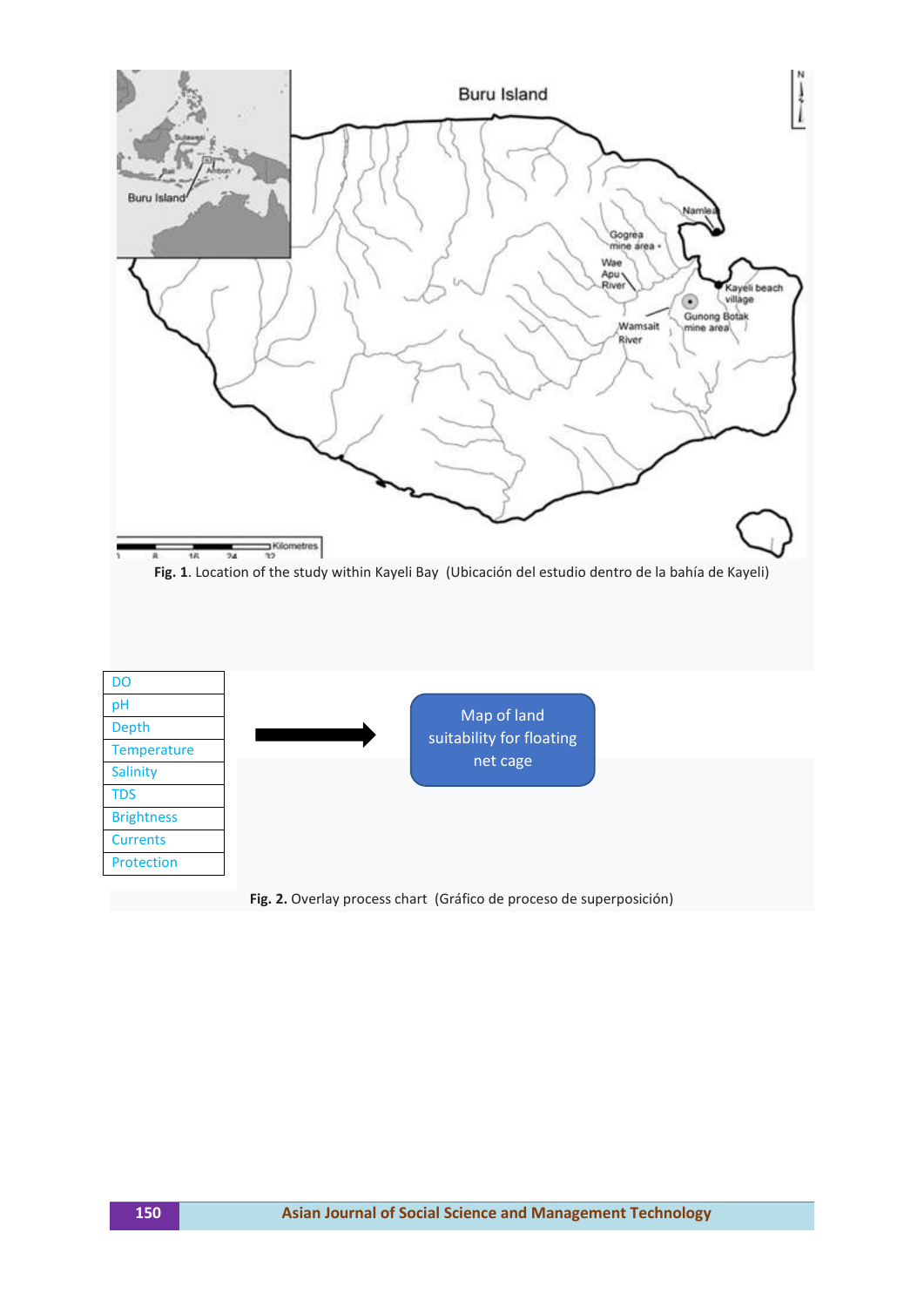**Fig. 1**. Location of the study within Kayeli Bay (Ubicación del estudio dentro de la bahía de Kayeli)

| DO |
| --- |
| pH |
| Depth |
| Temperature |
| Salinity |
| TDS |
| Brightness |
| Currents |
| Protection |

Map of land suitability for floating net cage

**Fig. 2.** Overlay process chart (Gráfico de proceso de superposición)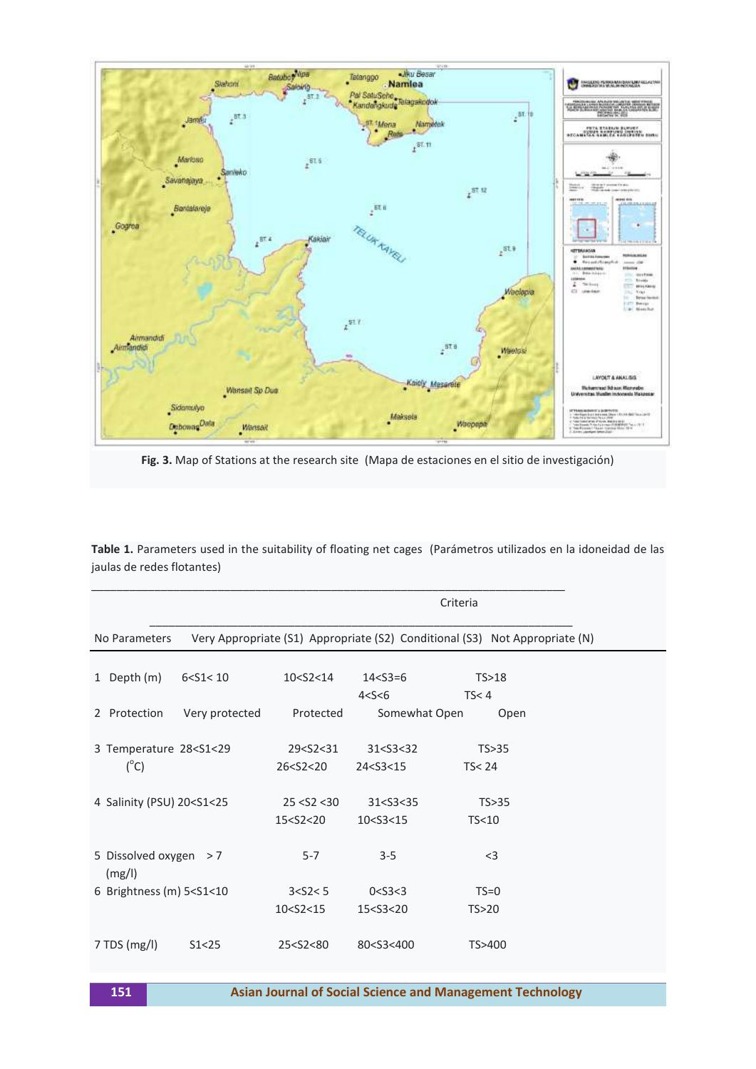Fig. 3. Map of Stations at the research site (Mapa de estaciones en el sitio de investigación)

Table 1. Parameters used in the suitability of floating net cages (Parámetros utilizados en la idoneidad de las jaulas de redes flotantes)

| No | Parameters | Criteria | | | |
|---|---|---|---|---|---|
| | | Very Appropriate (S1) | Appropriate (S2) | Conditional (S3) | Not Appropriate (N) |
| 1 | Depth (m) | 6<S1< 10 | 10<S2<14 | 14<S3=6<br>4<S<6 | TS>18<br>TS< 4 |
| 2 | Protection | Very protected | Protected | Somewhat Open | Open |
| 3 | Temperature (°C) | 28<S1<29 | 29<S2<31<br>26<S2<20 | 31<S3<32<br>24<S3<15 | TS>35<br>TS< 24 |
| 4 | Salinity (PSU) | 20<S1<25 | 25 <S2 <30<br>15<S2<20 | 31<S3<35<br>10<S3<15 | TS>35<br>TS<10 |
| 5 | Dissolved oxygen (mg/l) | > 7 | 5-7 | 3-5 | <3 |
| 6 | Brightness (m) | 5<S1<10 | 3<S2< 5<br>10<S2<15 | 0<S3<3<br>15<S3<20 | TS=0<br>TS>20 |
| 7 | TDS (mg/l) | S1<25 | 25<S2<80 | 80<S3<400 | TS>400 |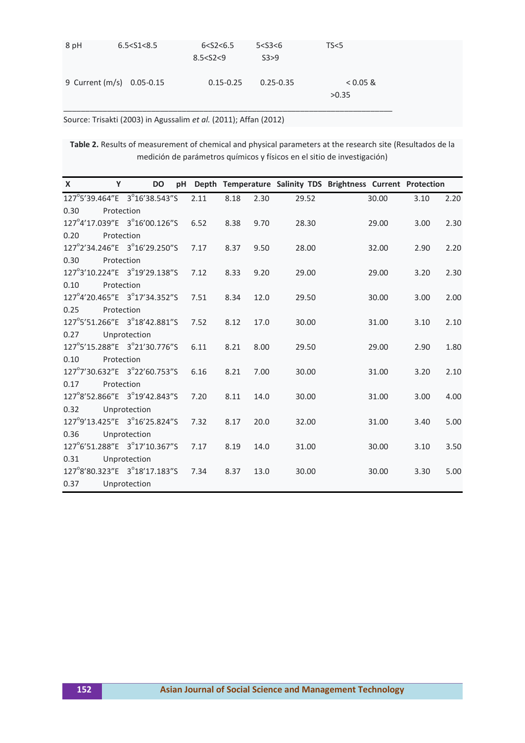| | | | | |
|---|---|---|---|---|
| 8 pH | 6.5<S1<8.5 | 6<S2<6.5<br>8.5<S2<9 | 5<S3<6<br>S3>9 | TS<5 |
| 9 Current (m/s) | 0.05-0.15 | 0.15-0.25 | 0.25-0.35 | < 0.05 &<br>>0.35 |

Source: Trisakti (2003) in Agussalim *et al.* (2011); Affan (2012)

**Table 2.** Results of measurement of chemical and physical parameters at the research site (Resultados de la medición de parámetros químicos y físicos en el sitio de investigación)

| X | Y | DO | pH | Depth | Temperature | Salinity | TDS | Brightness | Current | Protection |
|---|---|---|---|---|---|---|---|---|---|---|
| 127°5’39.464″E | 3°16’38.543″S | 2.11 | 8.18 | 2.30 | 29.52 | 30.00 | 3.10 | 2.20 | 0.30 | Protection |
| 127°4’17.039″E | 3°16’00.126″S | 6.52 | 8.38 | 9.70 | 28.30 | 29.00 | 3.00 | 2.30 | 0.20 | Protection |
| 127°2’34.246″E | 3°16’29.250″S | 7.17 | 8.37 | 9.50 | 28.00 | 32.00 | 2.90 | 2.20 | 0.30 | Protection |
| 127°3’10.224″E | 3°19’29.138″S | 7.12 | 8.33 | 9.20 | 29.00 | 29.00 | 3.20 | 2.30 | 0.10 | Protection |
| 127°4’20.465″E | 3°17’34.352″S | 7.51 | 8.34 | 12.0 | 29.50 | 30.00 | 3.00 | 2.00 | 0.25 | Protection |
| 127°5’51.266″E | 3°18’42.881″S | 7.52 | 8.12 | 17.0 | 30.00 | 31.00 | 3.10 | 2.10 | 0.27 | Unprotection |
| 127°5’15.288″E | 3°21’30.776″S | 6.11 | 8.21 | 8.00 | 29.50 | 29.00 | 2.90 | 1.80 | 0.10 | Protection |
| 127°7’30.632″E | 3°22’60.753″S | 6.16 | 8.21 | 7.00 | 30.00 | 31.00 | 3.20 | 2.10 | 0.17 | Protection |
| 127°8’52.866″E | 3°19’42.843″S | 7.20 | 8.11 | 14.0 | 30.00 | 31.00 | 3.00 | 4.00 | 0.32 | Unprotection |
| 127°9’13.425″E | 3°16’25.824″S | 7.32 | 8.17 | 20.0 | 32.00 | 31.00 | 3.40 | 5.00 | 0.36 | Unprotection |
| 127°6’51.288″E | 3°17’10.367″S | 7.17 | 8.19 | 14.0 | 31.00 | 30.00 | 3.10 | 3.50 | 0.31 | Unprotection |
| 127°8’80.323″E | 3°18’17.183″S | 7.34 | 8.37 | 13.0 | 30.00 | 30.00 | 3.30 | 5.00 | 0.37 | Unprotection |